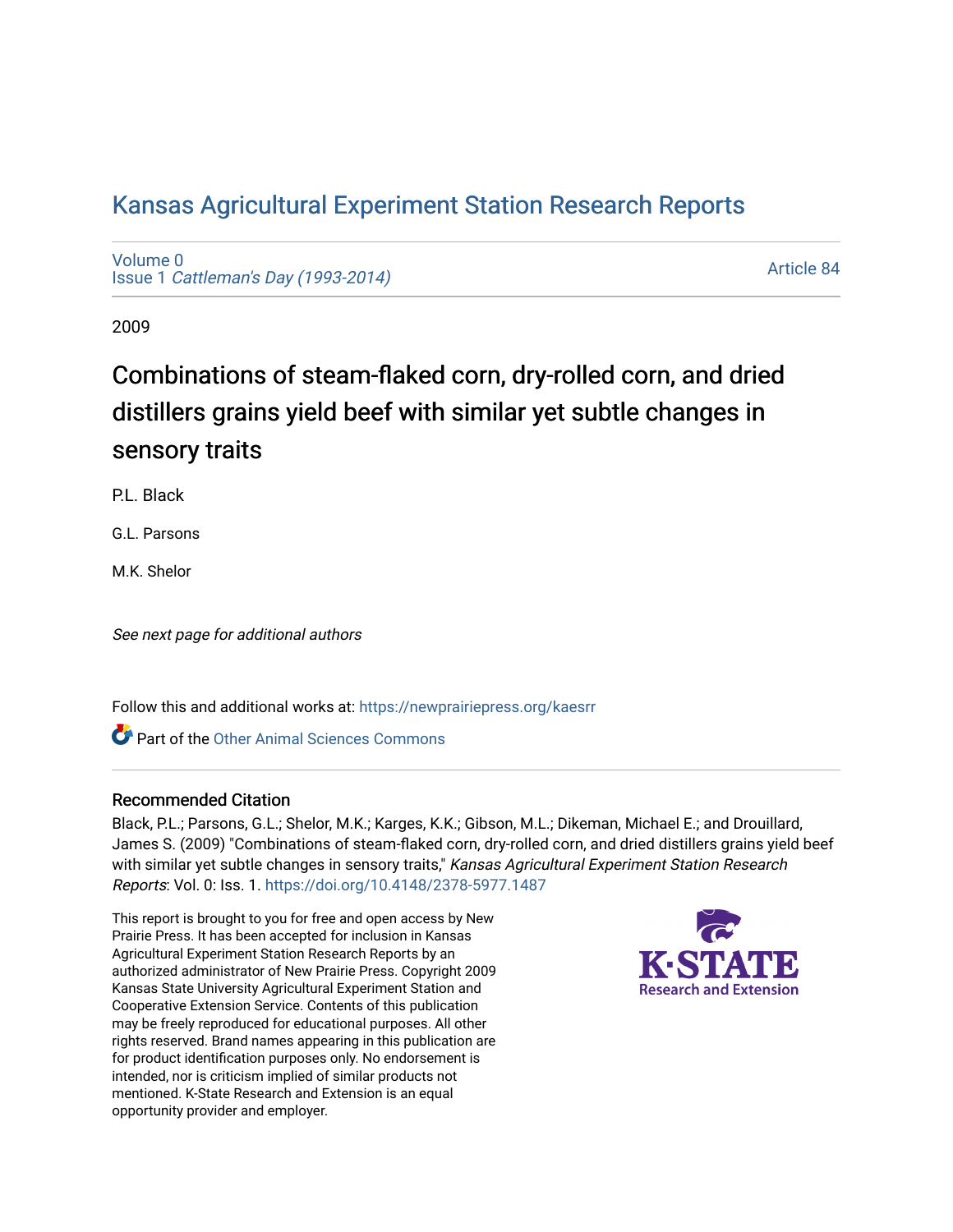# Kansas Agricultural Experiment Station Research Reports

Volume 0
Issue 1 *Cattleman's Day (1993-2014)*

Article 84

2009

## Combinations of steam-flaked corn, dry-rolled corn, and dried distillers grains yield beef with similar yet subtle changes in sensory traits

P.L. Black

G.L. Parsons

M.K. Shelor

*See next page for additional authors*

Follow this and additional works at: https://newprairiepress.org/kaesrr

Part of the Other Animal Sciences Commons

### Recommended Citation

Black, P.L.; Parsons, G.L.; Shelor, M.K.; Karges, K.K.; Gibson, M.L.; Dikeman, Michael E.; and Drouillard, James S. (2009) "Combinations of steam-flaked corn, dry-rolled corn, and dried distillers grains yield beef with similar yet subtle changes in sensory traits," *Kansas Agricultural Experiment Station Research Reports*: Vol. 0: Iss. 1. https://doi.org/10.4148/2378-5977.1487

This report is brought to you for free and open access by New Prairie Press. It has been accepted for inclusion in Kansas Agricultural Experiment Station Research Reports by an authorized administrator of New Prairie Press. Copyright 2009 Kansas State University Agricultural Experiment Station and Cooperative Extension Service. Contents of this publication may be freely reproduced for educational purposes. All other rights reserved. Brand names appearing in this publication are for product identification purposes only. No endorsement is intended, nor is criticism implied of similar products not mentioned. K-State Research and Extension is an equal opportunity provider and employer.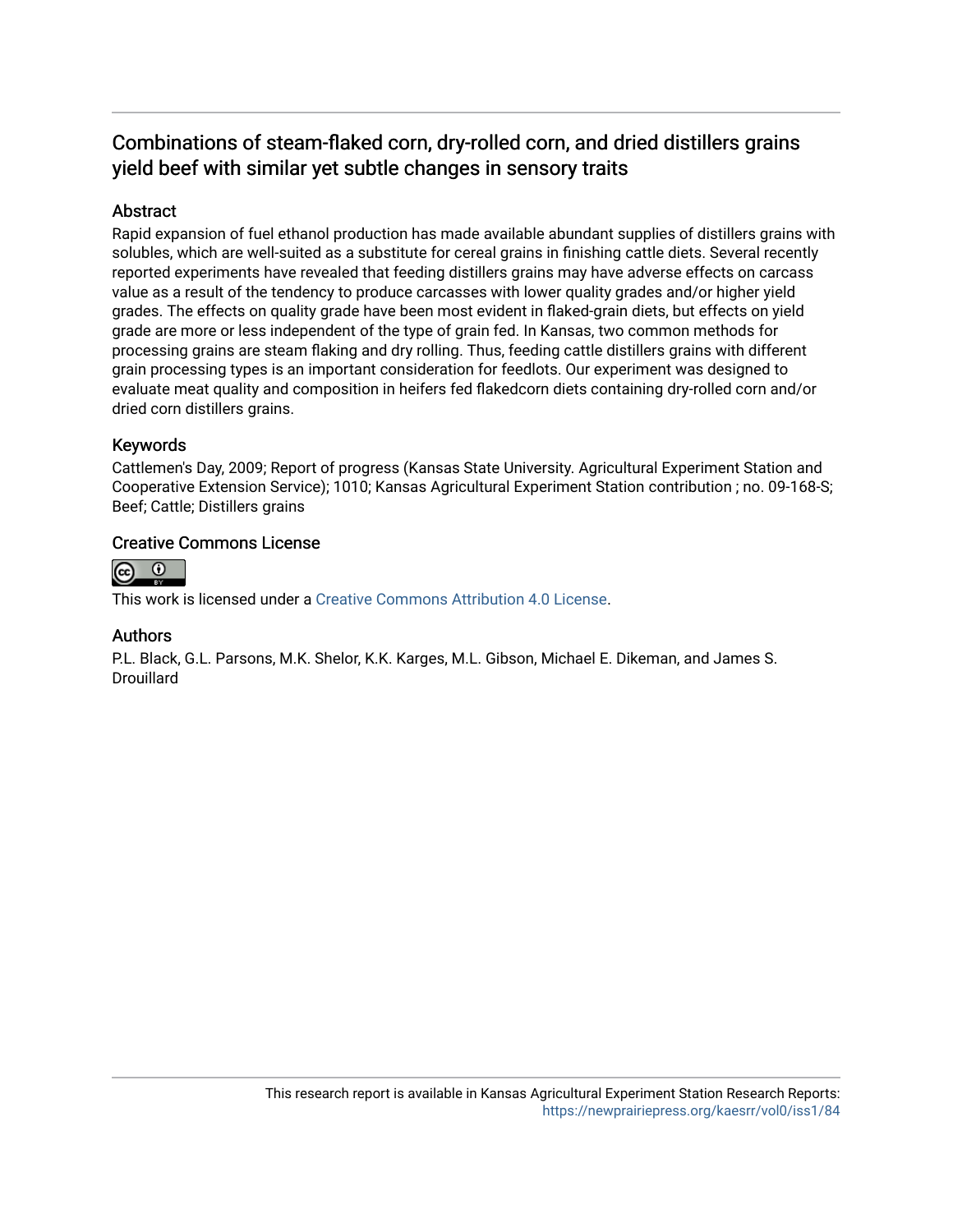# Combinations of steam-flaked corn, dry-rolled corn, and dried distillers grains yield beef with similar yet subtle changes in sensory traits

## Abstract

Rapid expansion of fuel ethanol production has made available abundant supplies of distillers grains with solubles, which are well-suited as a substitute for cereal grains in finishing cattle diets. Several recently reported experiments have revealed that feeding distillers grains may have adverse effects on carcass value as a result of the tendency to produce carcasses with lower quality grades and/or higher yield grades. The effects on quality grade have been most evident in flaked-grain diets, but effects on yield grade are more or less independent of the type of grain fed. In Kansas, two common methods for processing grains are steam flaking and dry rolling. Thus, feeding cattle distillers grains with different grain processing types is an important consideration for feedlots. Our experiment was designed to evaluate meat quality and composition in heifers fed flakedcorn diets containing dry-rolled corn and/or dried corn distillers grains.

## Keywords

Cattlemen's Day, 2009; Report of progress (Kansas State University. Agricultural Experiment Station and Cooperative Extension Service); 1010; Kansas Agricultural Experiment Station contribution ; no. 09-168-S; Beef; Cattle; Distillers grains

## Creative Commons License

This work is licensed under a Creative Commons Attribution 4.0 License.

## Authors

P.L. Black, G.L. Parsons, M.K. Shelor, K.K. Karges, M.L. Gibson, Michael E. Dikeman, and James S. Drouillard

This research report is available in Kansas Agricultural Experiment Station Research Reports: https://newprairiepress.org/kaesrr/vol0/iss1/84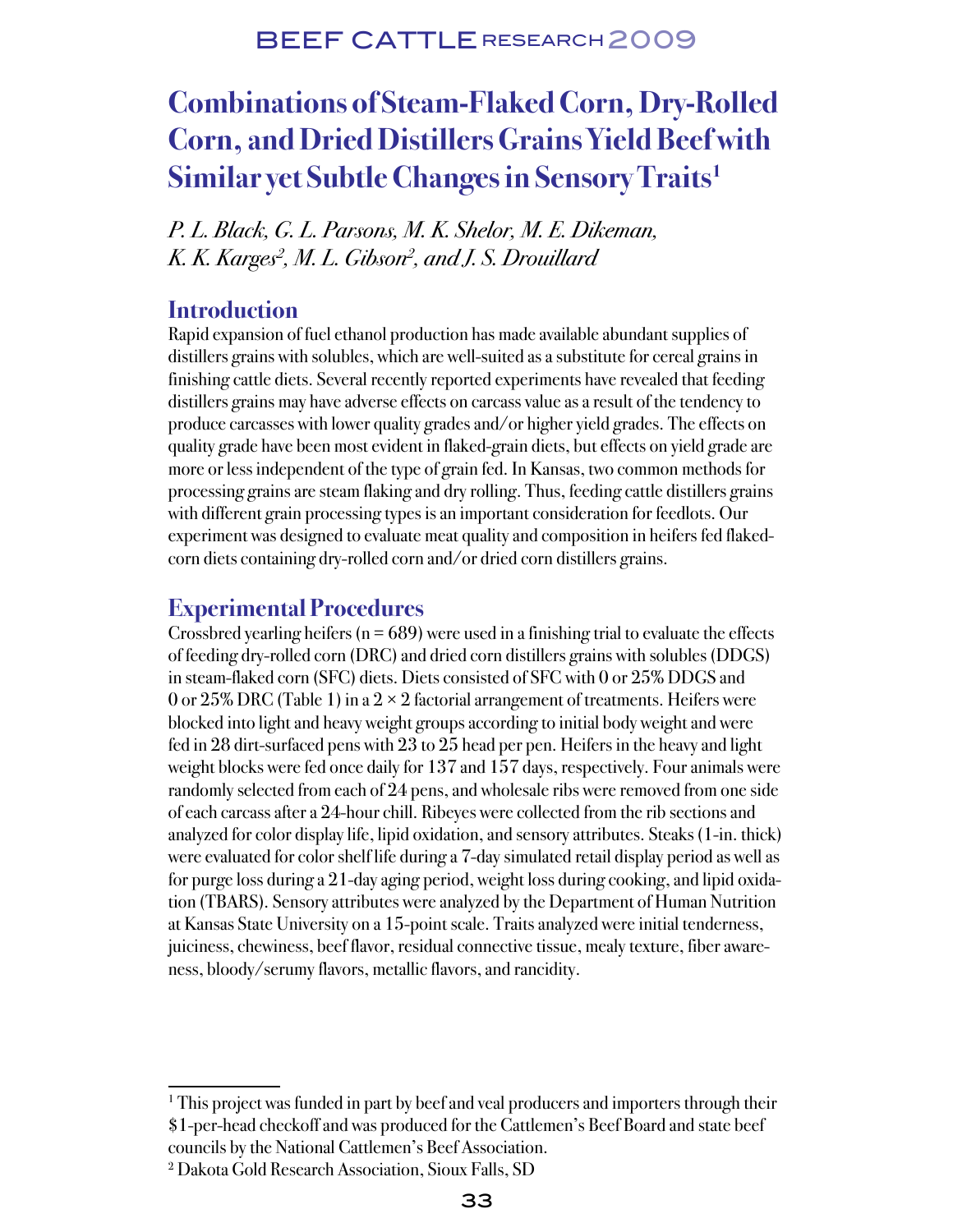# Combinations of Steam-Flaked Corn, Dry-Rolled Corn, and Dried Distillers Grains Yield Beef with Similar yet Subtle Changes in Sensory Traits[1]

*P. L. Black, G. L. Parsons, M. K. Shelor, M. E. Dikeman, K. K. Karges[2], M. L. Gibson[2], and J. S. Drouillard*

## Introduction

Rapid expansion of fuel ethanol production has made available abundant supplies of distillers grains with solubles, which are well-suited as a substitute for cereal grains in finishing cattle diets. Several recently reported experiments have revealed that feeding distillers grains may have adverse effects on carcass value as a result of the tendency to produce carcasses with lower quality grades and/or higher yield grades. The effects on quality grade have been most evident in flaked-grain diets, but effects on yield grade are more or less independent of the type of grain fed. In Kansas, two common methods for processing grains are steam flaking and dry rolling. Thus, feeding cattle distillers grains with different grain processing types is an important consideration for feedlots. Our experiment was designed to evaluate meat quality and composition in heifers fed flaked-corn diets containing dry-rolled corn and/or dried corn distillers grains.

## Experimental Procedures

Crossbred yearling heifers (n = 689) were used in a finishing trial to evaluate the effects of feeding dry-rolled corn (DRC) and dried corn distillers grains with solubles (DDGS) in steam-flaked corn (SFC) diets. Diets consisted of SFC with 0 or 25% DDGS and 0 or 25% DRC (Table 1) in a $2 \times 2$ factorial arrangement of treatments. Heifers were blocked into light and heavy weight groups according to initial body weight and were fed in 28 dirt-surfaced pens with 23 to 25 head per pen. Heifers in the heavy and light weight blocks were fed once daily for 137 and 157 days, respectively. Four animals were randomly selected from each of 24 pens, and wholesale ribs were removed from one side of each carcass after a 24-hour chill. Ribeyes were collected from the rib sections and analyzed for color display life, lipid oxidation, and sensory attributes. Steaks (1-in. thick) were evaluated for color shelf life during a 7-day simulated retail display period as well as for purge loss during a 21-day aging period, weight loss during cooking, and lipid oxidation (TBARS). Sensory attributes were analyzed by the Department of Human Nutrition at Kansas State University on a 15-point scale. Traits analyzed were initial tenderness, juiciness, chewiness, beef flavor, residual connective tissue, mealy texture, fiber awareness, bloody/serumy flavors, metallic flavors, and rancidity.

---

[1] This project was funded in part by beef and veal producers and importers through their $1-per-head checkoff and was produced for the Cattlemen's Beef Board and state beef councils by the National Cattlemen's Beef Association.

[2] Dakota Gold Research Association, Sioux Falls, SD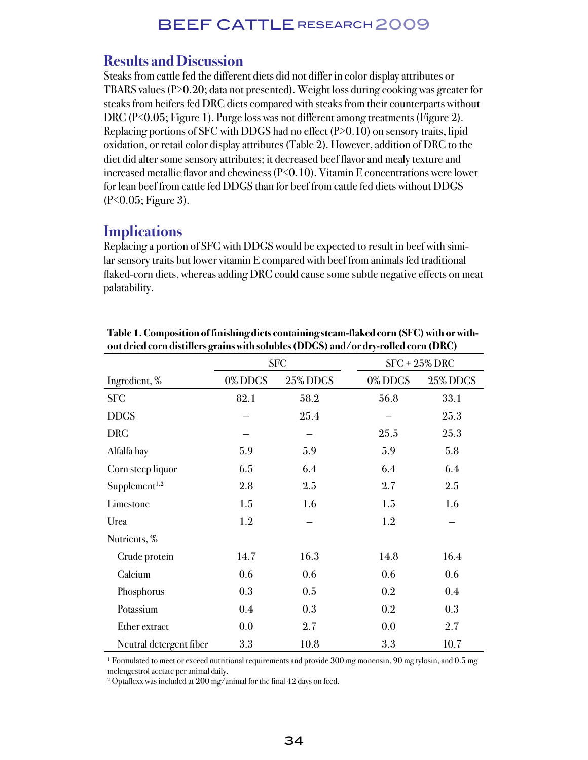## Results and Discussion

Steaks from cattle fed the different diets did not differ in color display attributes or TBARS values ($P>0.20$; data not presented). Weight loss during cooking was greater for steaks from heifers fed DRC diets compared with steaks from their counterparts without DRC ($P<0.05$; Figure 1). Purge loss was not different among treatments (Figure 2). Replacing portions of SFC with DDGS had no effect ($P>0.10$) on sensory traits, lipid oxidation, or retail color display attributes (Table 2). However, addition of DRC to the diet did alter some sensory attributes; it decreased beef flavor and mealy texture and increased metallic flavor and chewiness ($P<0.10$). Vitamin E concentrations were lower for lean beef from cattle fed DDGS than for beef from cattle fed diets without DDGS ($P<0.05$; Figure 3).

## Implications

Replacing a portion of SFC with DDGS would be expected to result in beef with similar sensory traits but lower vitamin E compared with beef from animals fed traditional flaked-corn diets, whereas adding DRC could cause some subtle negative effects on meat palatability.

**Table 1. Composition of finishing diets containing steam-flaked corn (SFC) with or without dried corn distillers grains with solubles (DDGS) and/or dry-rolled corn (DRC)**

| | SFC | | SFC + 25% DRC | |
|---|---|---|---|---|
| Ingredient, % | 0% DDGS | 25% DDGS | 0% DDGS | 25% DDGS |
| SFC | 82.1 | 58.2 | 56.8 | 33.1 |
| DDGS | – | 25.4 | – | 25.3 |
| DRC | – | – | 25.5 | 25.3 |
| Alfalfa hay | 5.9 | 5.9 | 5.9 | 5.8 |
| Corn steep liquor | 6.5 | 6.4 | 6.4 | 6.4 |
| Supplement[1,2] | 2.8 | 2.5 | 2.7 | 2.5 |
| Limestone | 1.5 | 1.6 | 1.5 | 1.6 |
| Urea | 1.2 | – | 1.2 | – |
| Nutrients, % | | | | |
| Crude protein | 14.7 | 16.3 | 14.8 | 16.4 |
| Calcium | 0.6 | 0.6 | 0.6 | 0.6 |
| Phosphorus | 0.3 | 0.5 | 0.2 | 0.4 |
| Potassium | 0.4 | 0.3 | 0.2 | 0.3 |
| Ether extract | 0.0 | 2.7 | 0.0 | 2.7 |
| Neutral detergent fiber | 3.3 | 10.8 | 3.3 | 10.7 |

[1] Formulated to meet or exceed nutritional requirements and provide 300 mg monensin, 90 mg tylosin, and 0.5 mg melengestrol acetate per animal daily.

[2] Optaflexx was included at 200 mg/animal for the final 42 days on feed.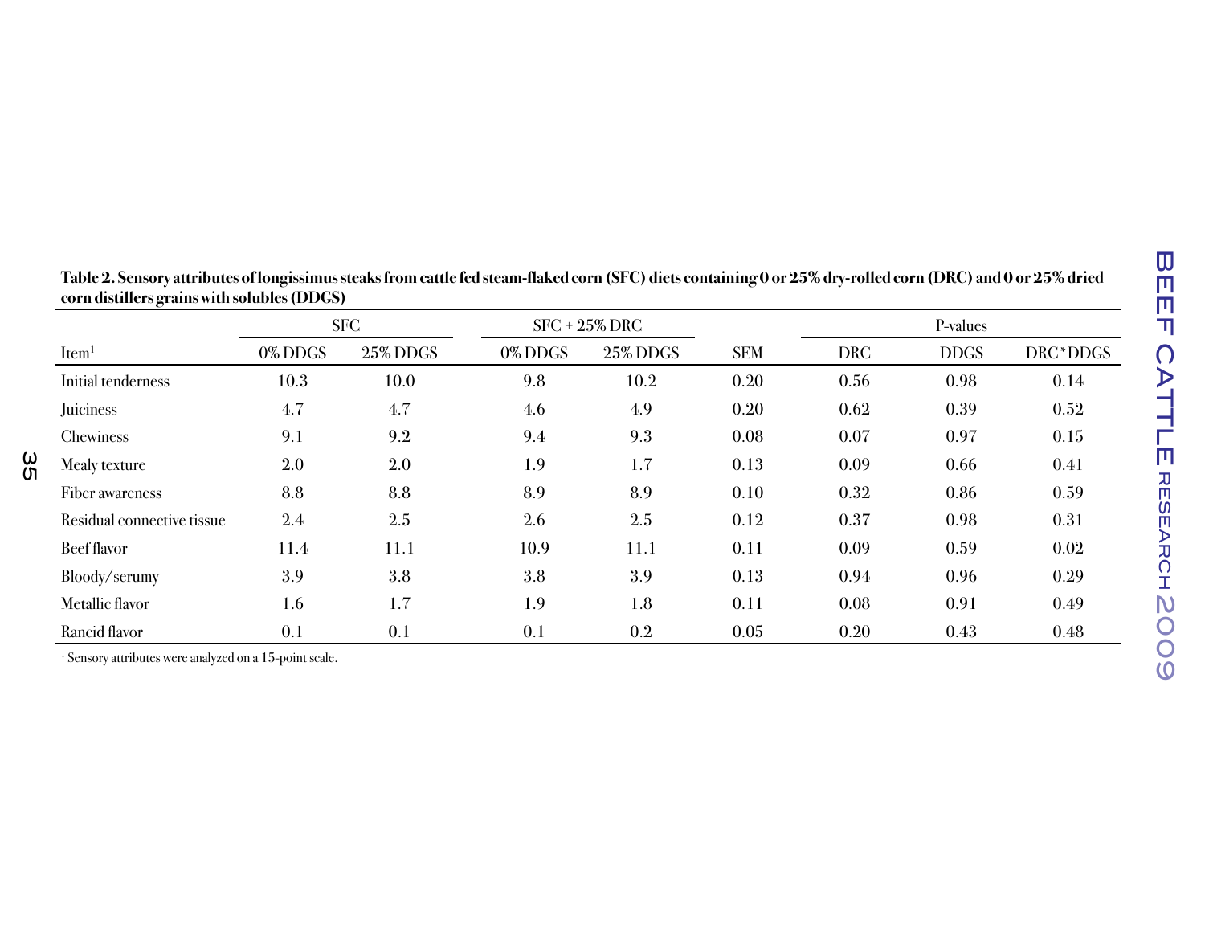**Table 2. Sensory attributes of longissimus steaks from cattle fed steam-flaked corn (SFC) diets containing 0 or 25% dry-rolled corn (DRC) and 0 or 25% dried corn distillers grains with solubles (DDGS)**

| | SFC | | SFC + 25% DRC | | | P-values | | |
|---|---|---|---|---|---|---|---|---|
| Item[1] | 0% DDGS | 25% DDGS | 0% DDGS | 25% DDGS | SEM | DRC | DDGS | DRC*DDGS |
| Initial tenderness | 10.3 | 10.0 | 9.8 | 10.2 | 0.20 | 0.56 | 0.98 | 0.14 |
| Juiciness | 4.7 | 4.7 | 4.6 | 4.9 | 0.20 | 0.62 | 0.39 | 0.52 |
| Chewiness | 9.1 | 9.2 | 9.4 | 9.3 | 0.08 | 0.07 | 0.97 | 0.15 |
| Mealy texture | 2.0 | 2.0 | 1.9 | 1.7 | 0.13 | 0.09 | 0.66 | 0.41 |
| Fiber awareness | 8.8 | 8.8 | 8.9 | 8.9 | 0.10 | 0.32 | 0.86 | 0.59 |
| Residual connective tissue | 2.4 | 2.5 | 2.6 | 2.5 | 0.12 | 0.37 | 0.98 | 0.31 |
| Beef flavor | 11.4 | 11.1 | 10.9 | 11.1 | 0.11 | 0.09 | 0.59 | 0.02 |
| Bloody/serumy | 3.9 | 3.8 | 3.8 | 3.9 | 0.13 | 0.94 | 0.96 | 0.29 |
| Metallic flavor | 1.6 | 1.7 | 1.9 | 1.8 | 0.11 | 0.08 | 0.91 | 0.49 |
| Rancid flavor | 0.1 | 0.1 | 0.1 | 0.2 | 0.05 | 0.20 | 0.43 | 0.48 |

[1] Sensory attributes were analyzed on a 15-point scale.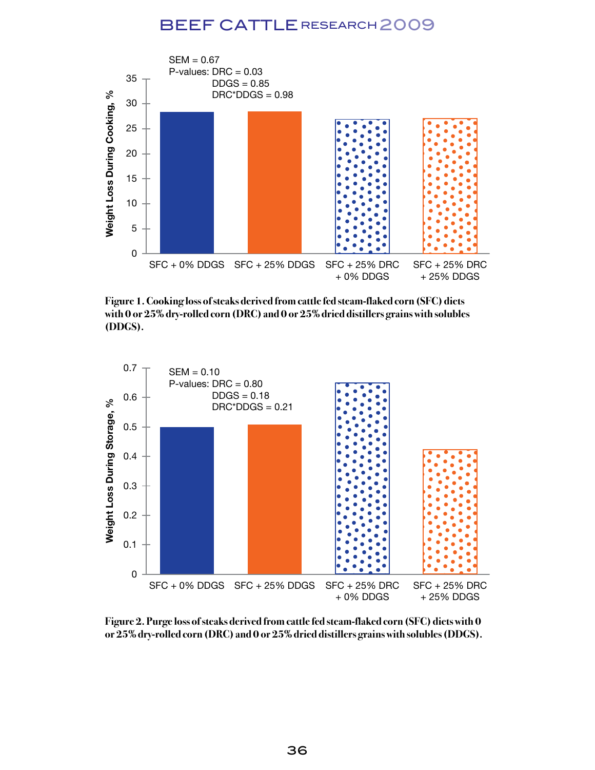SEM = 0.67
P-values: DRC = 0.03
DDGS = 0.85
DRC*DDGS = 0.98

Weight Loss During Cooking, %

SFC + 0% DDGS | SFC + 25% DDGS | SFC + 25% DRC + 0% DDGS | SFC + 25% DRC + 25% DDGS

**Figure 1. Cooking loss of steaks derived from cattle fed steam-flaked corn (SFC) diets with 0 or 25% dry-rolled corn (DRC) and 0 or 25% dried distillers grains with solubles (DDGS).**

SEM = 0.10
P-values: DRC = 0.80
DDGS = 0.18
DRC*DDGS = 0.21

Weight Loss During Storage, %

SFC + 0% DDGS | SFC + 25% DDGS | SFC + 25% DRC + 0% DDGS | SFC + 25% DRC + 25% DDGS

**Figure 2. Purge loss of steaks derived from cattle fed steam-flaked corn (SFC) diets with 0 or 25% dry-rolled corn (DRC) and 0 or 25% dried distillers grains with solubles (DDGS).**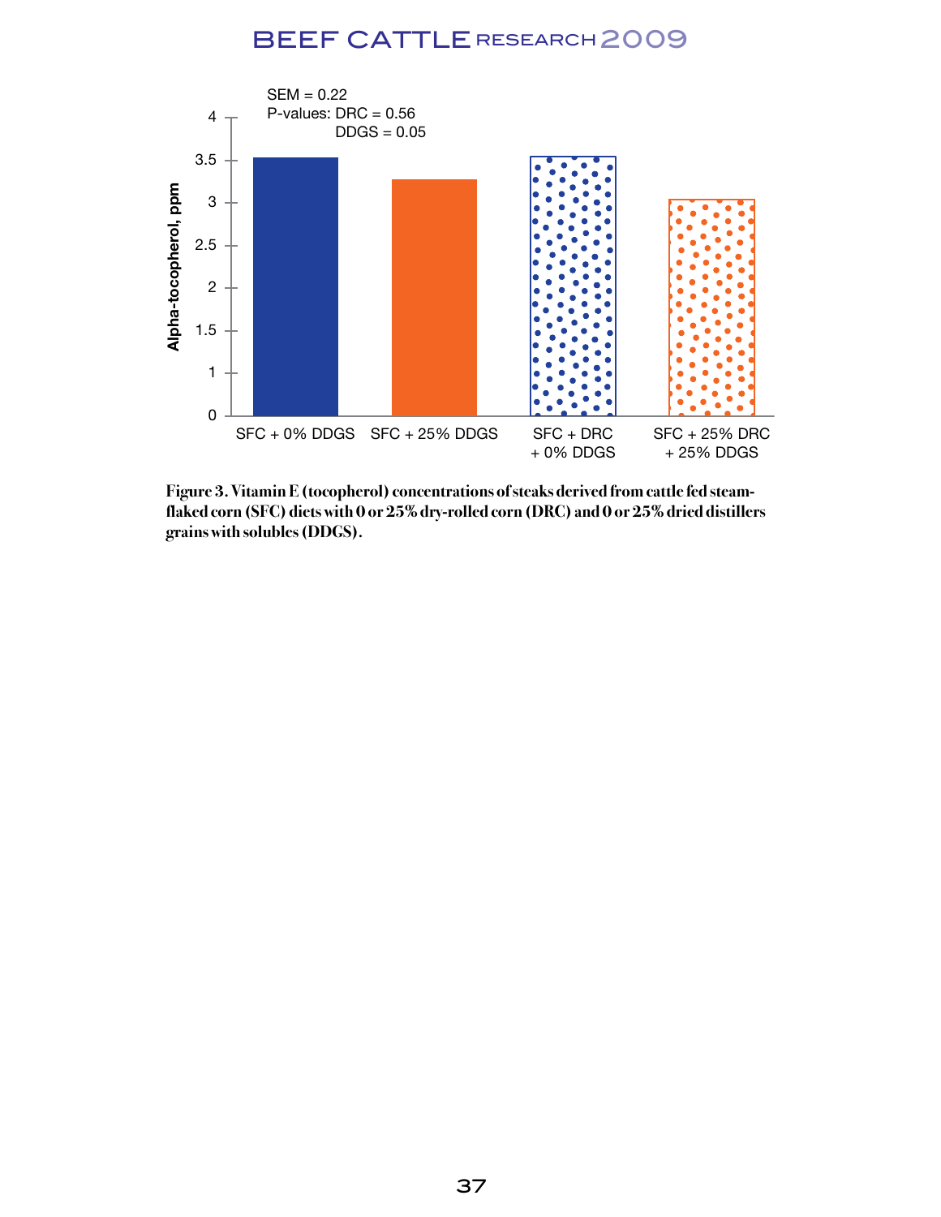SEM = 0.22
P-values: DRC = 0.56
DDGS = 0.05

Alpha-tocopherol, ppm

4
3.5
3
2.5
2
1.5
1
0

SFC + 0% DDGS
SFC + 25% DDGS
SFC + DRC + 0% DDGS
SFC + 25% DRC + 25% DDGS

**Figure 3. Vitamin E (tocopherol) concentrations of steaks derived from cattle fed steam-flaked corn (SFC) diets with 0 or 25% dry-rolled corn (DRC) and 0 or 25% dried distillers grains with solubles (DDGS).**